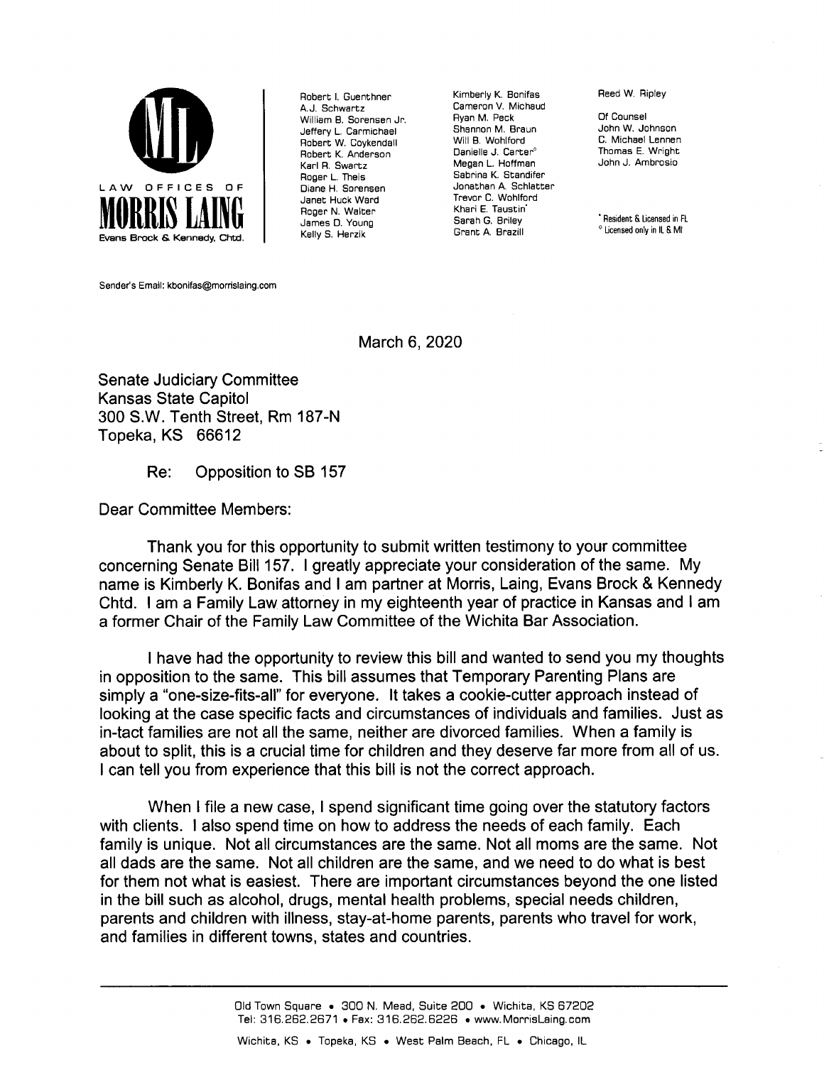**LAW OFFICES OF MORRIS LAING**
Evans Brock & Kennedy, Chtd.

Robert I. Guenthner
A.J. Schwartz
William B. Sorensen Jr.
Jeffery L. Carmichael
Robert W. Coykendall
Robert K. Anderson
Karl R. Swartz
Roger L. Theis
Diane H. Sorensen
Janet Huck Ward
Roger N. Walter
James D. Young
Kelly S. Herzik

Kimberly K. Bonifas
Cameron V. Michaud
Ryan M. Peck
Shannon M. Braun
Will B. Wohlford
Danielle J. Carter°
Megan L. Hoffman
Sabrina K. Standifer
Jonathan A. Schlatter
Trevor C. Wohlford
Khari E. Taustin*
Sarah G. Briley
Grant A. Brazill

Reed W. Ripley

Of Counsel
John W. Johnson
C. Michael Lennen
Thomas E. Wright
John J. Ambrosio

* Resident & Licensed in FL
° Licensed only in IL & MI

Sender's Email: kbonifas@morrislaing.com

March 6, 2020

Senate Judiciary Committee
Kansas State Capitol
300 S.W. Tenth Street, Rm 187-N
Topeka, KS 66612

Re: Opposition to SB 157

Dear Committee Members:

Thank you for this opportunity to submit written testimony to your committee concerning Senate Bill 157. I greatly appreciate your consideration of the same. My name is Kimberly K. Bonifas and I am partner at Morris, Laing, Evans Brock & Kennedy Chtd. I am a Family Law attorney in my eighteenth year of practice in Kansas and I am a former Chair of the Family Law Committee of the Wichita Bar Association.

I have had the opportunity to review this bill and wanted to send you my thoughts in opposition to the same. This bill assumes that Temporary Parenting Plans are simply a "one-size-fits-all" for everyone. It takes a cookie-cutter approach instead of looking at the case specific facts and circumstances of individuals and families. Just as in-tact families are not all the same, neither are divorced families. When a family is about to split, this is a crucial time for children and they deserve far more from all of us. I can tell you from experience that this bill is not the correct approach.

When I file a new case, I spend significant time going over the statutory factors with clients. I also spend time on how to address the needs of each family. Each family is unique. Not all circumstances are the same. Not all moms are the same. Not all dads are the same. Not all children are the same, and we need to do what is best for them not what is easiest. There are important circumstances beyond the one listed in the bill such as alcohol, drugs, mental health problems, special needs children, parents and children with illness, stay-at-home parents, parents who travel for work, and families in different towns, states and countries.

Old Town Square • 300 N. Mead, Suite 200 • Wichita, KS 67202
Tel: 316.262.2671 • Fax: 316.262.6226 • www.MorrisLaing.com

Wichita, KS • Topeka, KS • West Palm Beach, FL • Chicago, IL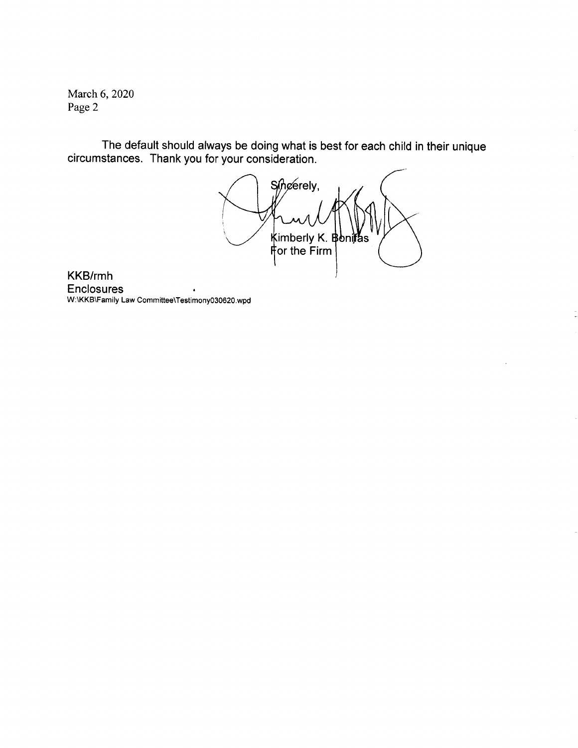The default should always be doing what is best for each child in their unique circumstances. Thank you for your consideration.

Sincerely,

Kimberly K. Bonifas
For the Firm

KKB/rmh
Enclosures
W:\KKB\Family Law Committee\Testimony030620.wpd